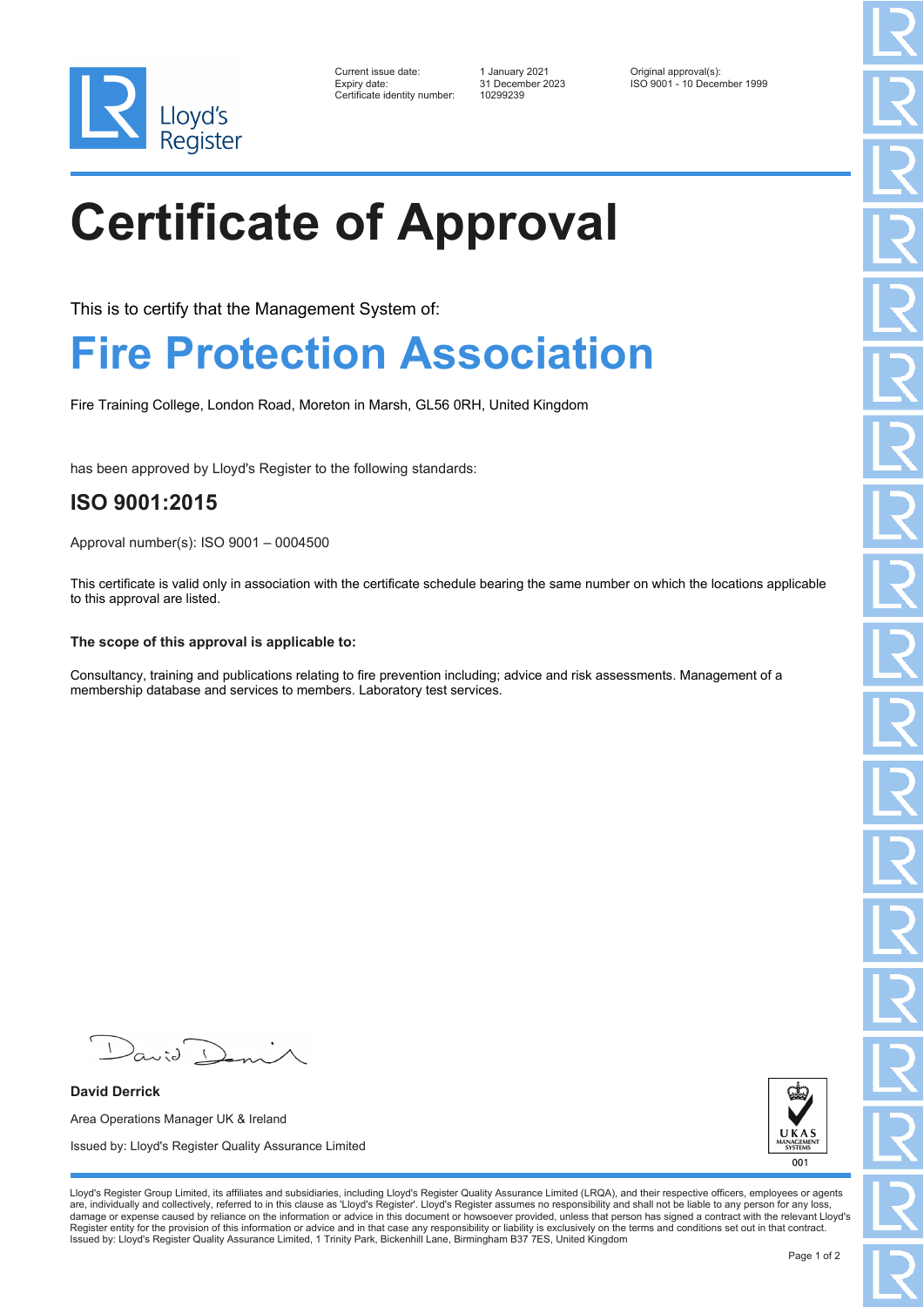Lloyd's Register

| | | |
|---|---|---|
| Current issue date: | 1 January 2021 | Original approval(s): |
| Expiry date: | 31 December 2023 | ISO 9001 - 10 December 1999 |
| Certificate identity number: | 10299239 | |

# Certificate of Approval

This is to certify that the Management System of:

## Fire Protection Association

Fire Training College, London Road, Moreton in Marsh, GL56 0RH, United Kingdom

has been approved by Lloyd's Register to the following standards:

### ISO 9001:2015

Approval number(s): ISO 9001 – 0004500

This certificate is valid only in association with the certificate schedule bearing the same number on which the locations applicable to this approval are listed.

**The scope of this approval is applicable to:**

Consultancy, training and publications relating to fire prevention including; advice and risk assessments. Management of a membership database and services to members. Laboratory test services.

**David Derrick**

Area Operations Manager UK & Ireland

Issued by: Lloyd's Register Quality Assurance Limited

UKAS MANAGEMENT SYSTEMS 001

Lloyd's Register Group Limited, its affiliates and subsidiaries, including Lloyd's Register Quality Assurance Limited (LRQA), and their respective officers, employees or agents are, individually and collectively, referred to in this clause as 'Lloyd's Register'. Lloyd's Register assumes no responsibility and shall not be liable to any person for any loss, damage or expense caused by reliance on the information or advice in this document or howsoever provided, unless that person has signed a contract with the relevant Lloyd's Register entity for the provision of this information or advice and in that case any responsibility or liability is exclusively on the terms and conditions set out in that contract.
Issued by: Lloyd's Register Quality Assurance Limited, 1 Trinity Park, Bickenhill Lane, Birmingham B37 7ES, United Kingdom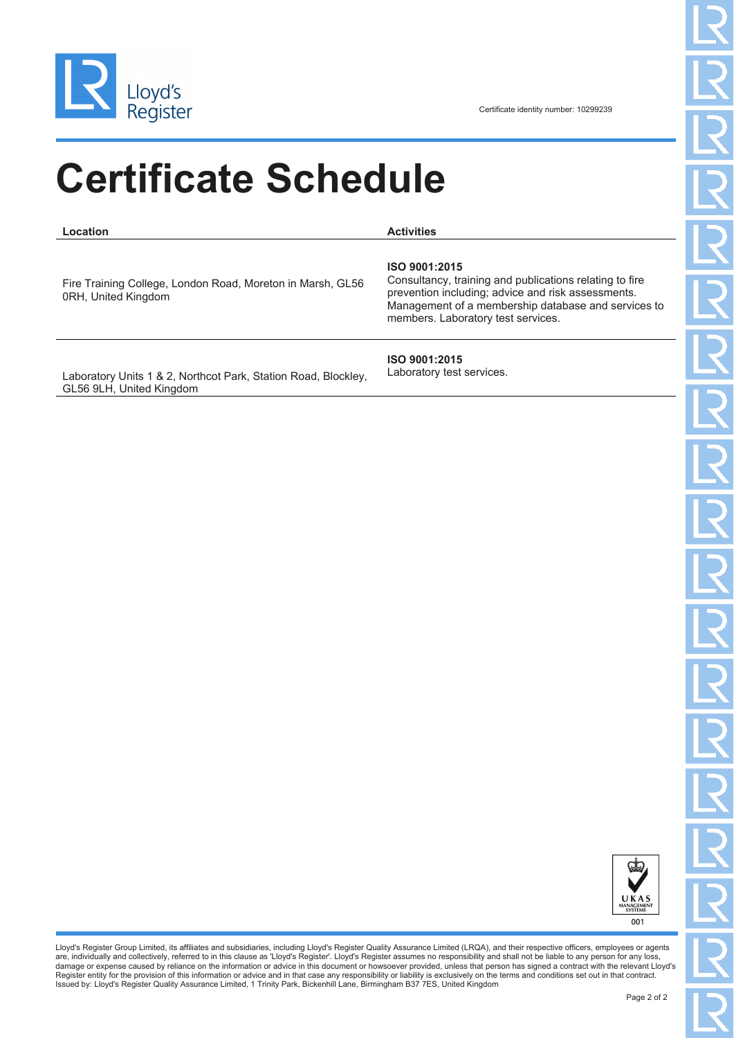Lloyd's Register

Certificate identity number: 10299239

# Certificate Schedule

| Location | Activities |
| --- | --- |
| Fire Training College, London Road, Moreton in Marsh, GL56 0RH, United Kingdom | **ISO 9001:2015** Consultancy, training and publications relating to fire prevention including; advice and risk assessments. Management of a membership database and services to members. Laboratory test services. |
| Laboratory Units 1 & 2, Northcot Park, Station Road, Blockley, GL56 9LH, United Kingdom | **ISO 9001:2015** Laboratory test services. |

UKAS MANAGEMENT SYSTEMS 001

Lloyd's Register Group Limited, its affiliates and subsidiaries, including Lloyd's Register Quality Assurance Limited (LRQA), and their respective officers, employees or agents are, individually and collectively, referred to in this clause as 'Lloyd's Register'. Lloyd's Register assumes no responsibility and shall not be liable to any person for any loss, damage or expense caused by reliance on the information or advice in this document or howsoever provided, unless that person has signed a contract with the relevant Lloyd's Register entity for the provision of this information or advice and in that case any responsibility or liability is exclusively on the terms and conditions set out in that contract. Issued by: Lloyd's Register Quality Assurance Limited, 1 Trinity Park, Bickenhill Lane, Birmingham B37 7ES, United Kingdom